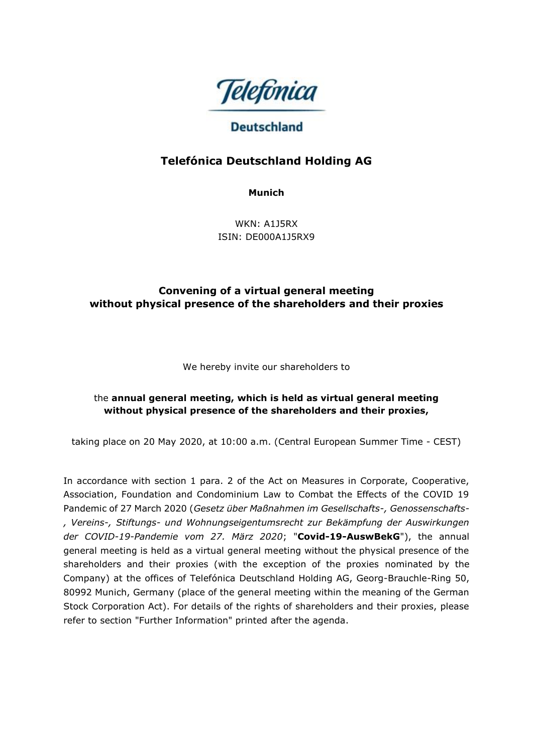Telefónica

Deutschland

# Telefónica Deutschland Holding AG

**Munich**

WKN: A1J5RX
ISIN: DE000A1J5RX9

## Convening of a virtual general meeting without physical presence of the shareholders and their proxies

We hereby invite our shareholders to

the **annual general meeting, which is held as virtual general meeting without physical presence of the shareholders and their proxies,**

taking place on 20 May 2020, at 10:00 a.m. (Central European Summer Time - CEST)

In accordance with section 1 para. 2 of the Act on Measures in Corporate, Cooperative, Association, Foundation and Condominium Law to Combat the Effects of the COVID 19 Pandemic of 27 March 2020 (*Gesetz über Maßnahmen im Gesellschafts-, Genossenschafts-, Vereins-, Stiftungs- und Wohnungseigentumsrecht zur Bekämpfung der Auswirkungen der COVID-19-Pandemie vom 27. März 2020*; "**Covid-19-AuswBekG**"), the annual general meeting is held as a virtual general meeting without the physical presence of the shareholders and their proxies (with the exception of the proxies nominated by the Company) at the offices of Telefónica Deutschland Holding AG, Georg-Brauchle-Ring 50, 80992 Munich, Germany (place of the general meeting within the meaning of the German Stock Corporation Act). For details of the rights of shareholders and their proxies, please refer to section "Further Information" printed after the agenda.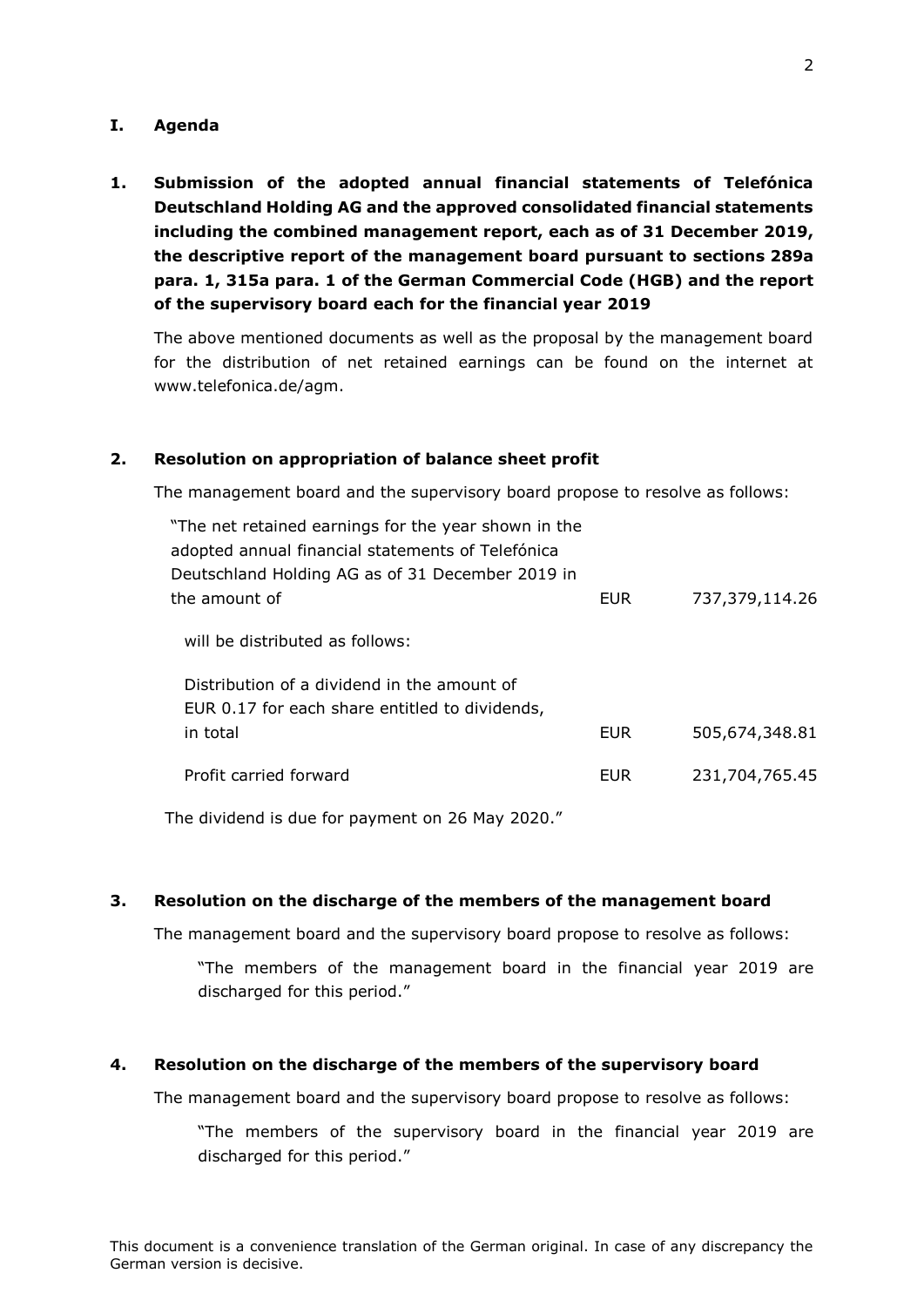# I. Agenda

## 1. Submission of the adopted annual financial statements of Telefónica Deutschland Holding AG and the approved consolidated financial statements including the combined management report, each as of 31 December 2019, the descriptive report of the management board pursuant to sections 289a para. 1, 315a para. 1 of the German Commercial Code (HGB) and the report of the supervisory board each for the financial year 2019

The above mentioned documents as well as the proposal by the management board for the distribution of net retained earnings can be found on the internet at www.telefonica.de/agm.

## 2. Resolution on appropriation of balance sheet profit

The management board and the supervisory board propose to resolve as follows:

| | | |
|---|---|---|
| "The net retained earnings for the year shown in the adopted annual financial statements of Telefónica Deutschland Holding AG as of 31 December 2019 in the amount of | EUR | 737,379,114.26 |
| will be distributed as follows: | | |
| Distribution of a dividend in the amount of EUR 0.17 for each share entitled to dividends, in total | EUR | 505,674,348.81 |
| Profit carried forward | EUR | 231,704,765.45 |

The dividend is due for payment on 26 May 2020."

## 3. Resolution on the discharge of the members of the management board

The management board and the supervisory board propose to resolve as follows:

"The members of the management board in the financial year 2019 are discharged for this period."

## 4. Resolution on the discharge of the members of the supervisory board

The management board and the supervisory board propose to resolve as follows:

"The members of the supervisory board in the financial year 2019 are discharged for this period."

This document is a convenience translation of the German original. In case of any discrepancy the German version is decisive.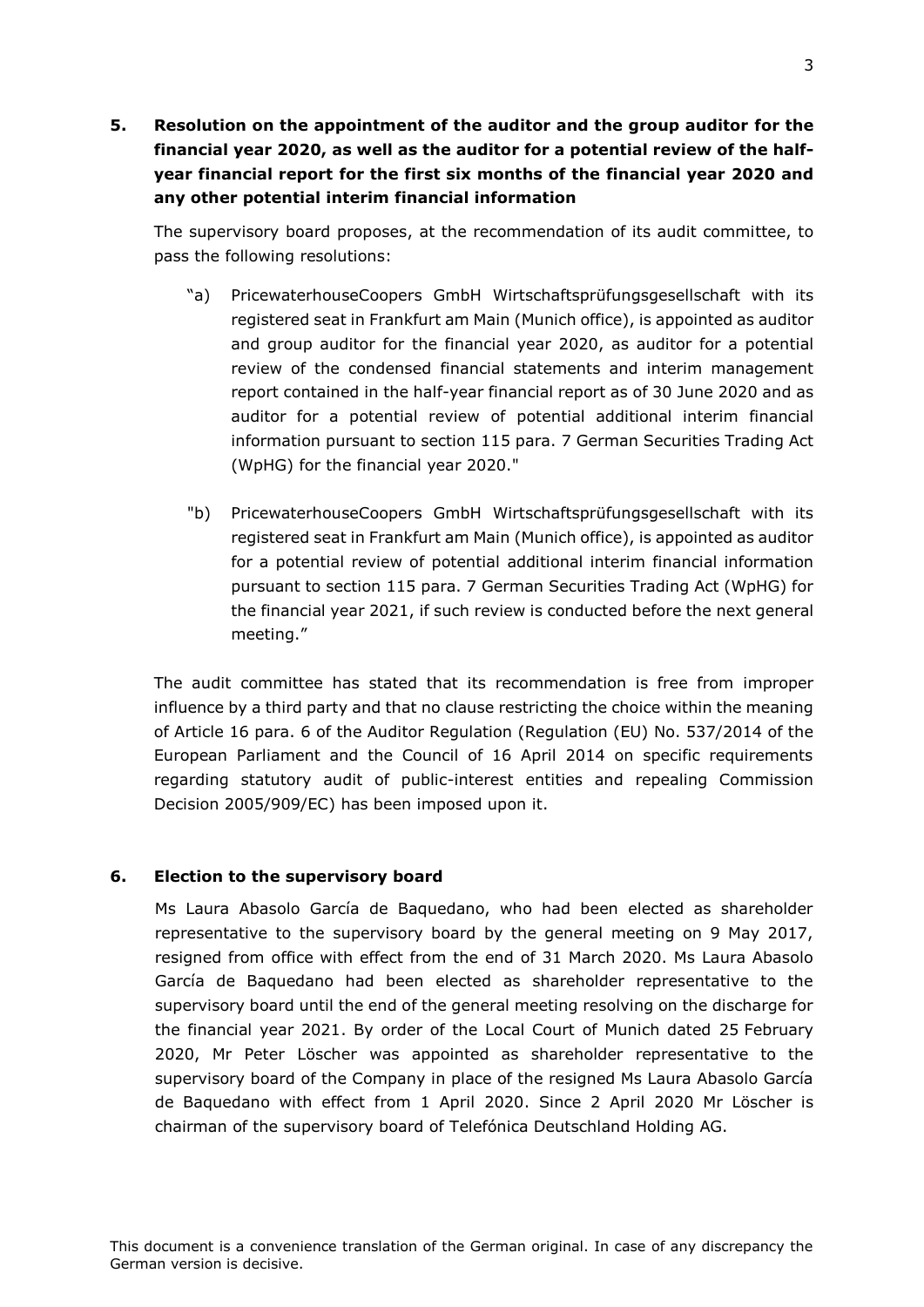## 5. Resolution on the appointment of the auditor and the group auditor for the financial year 2020, as well as the auditor for a potential review of the half-year financial report for the first six months of the financial year 2020 and any other potential interim financial information

The supervisory board proposes, at the recommendation of its audit committee, to pass the following resolutions:

"a) PricewaterhouseCoopers GmbH Wirtschaftsprüfungsgesellschaft with its registered seat in Frankfurt am Main (Munich office), is appointed as auditor and group auditor for the financial year 2020, as auditor for a potential review of the condensed financial statements and interim management report contained in the half-year financial report as of 30 June 2020 and as auditor for a potential review of potential additional interim financial information pursuant to section 115 para. 7 German Securities Trading Act (WpHG) for the financial year 2020."

"b) PricewaterhouseCoopers GmbH Wirtschaftsprüfungsgesellschaft with its registered seat in Frankfurt am Main (Munich office), is appointed as auditor for a potential review of potential additional interim financial information pursuant to section 115 para. 7 German Securities Trading Act (WpHG) for the financial year 2021, if such review is conducted before the next general meeting."

The audit committee has stated that its recommendation is free from improper influence by a third party and that no clause restricting the choice within the meaning of Article 16 para. 6 of the Auditor Regulation (Regulation (EU) No. 537/2014 of the European Parliament and the Council of 16 April 2014 on specific requirements regarding statutory audit of public-interest entities and repealing Commission Decision 2005/909/EC) has been imposed upon it.

## 6. Election to the supervisory board

Ms Laura Abasolo García de Baquedano, who had been elected as shareholder representative to the supervisory board by the general meeting on 9 May 2017, resigned from office with effect from the end of 31 March 2020. Ms Laura Abasolo García de Baquedano had been elected as shareholder representative to the supervisory board until the end of the general meeting resolving on the discharge for the financial year 2021. By order of the Local Court of Munich dated 25 February 2020, Mr Peter Löscher was appointed as shareholder representative to the supervisory board of the Company in place of the resigned Ms Laura Abasolo García de Baquedano with effect from 1 April 2020. Since 2 April 2020 Mr Löscher is chairman of the supervisory board of Telefónica Deutschland Holding AG.

This document is a convenience translation of the German original. In case of any discrepancy the German version is decisive.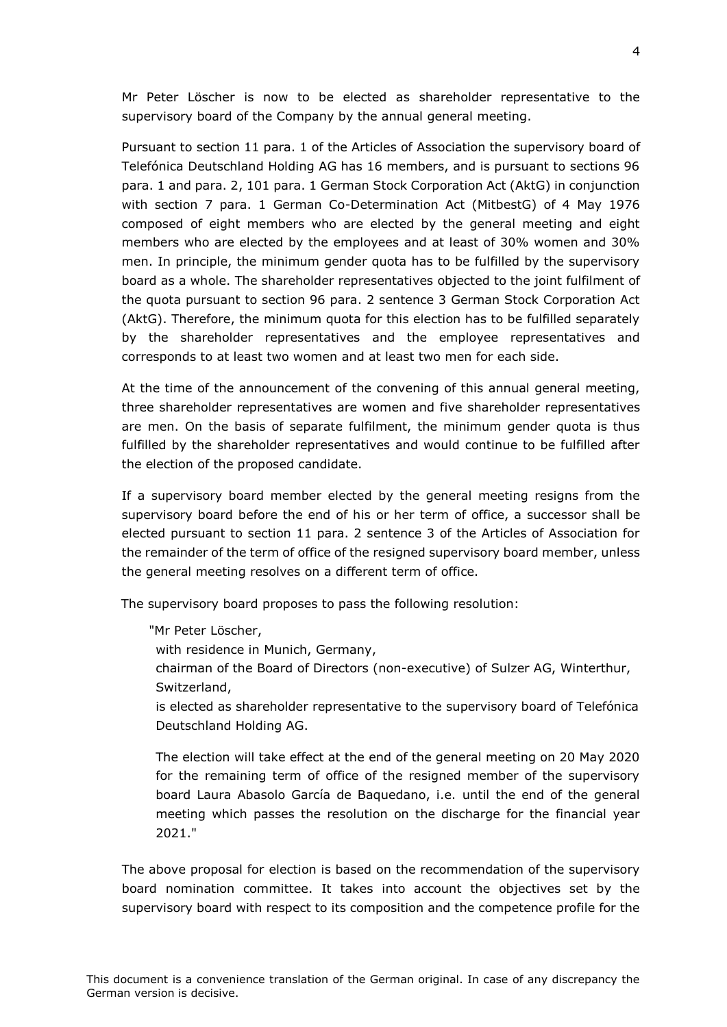Mr Peter Löscher is now to be elected as shareholder representative to the supervisory board of the Company by the annual general meeting.

Pursuant to section 11 para. 1 of the Articles of Association the supervisory board of Telefónica Deutschland Holding AG has 16 members, and is pursuant to sections 96 para. 1 and para. 2, 101 para. 1 German Stock Corporation Act (AktG) in conjunction with section 7 para. 1 German Co-Determination Act (MitbestG) of 4 May 1976 composed of eight members who are elected by the general meeting and eight members who are elected by the employees and at least of 30% women and 30% men. In principle, the minimum gender quota has to be fulfilled by the supervisory board as a whole. The shareholder representatives objected to the joint fulfilment of the quota pursuant to section 96 para. 2 sentence 3 German Stock Corporation Act (AktG). Therefore, the minimum quota for this election has to be fulfilled separately by the shareholder representatives and the employee representatives and corresponds to at least two women and at least two men for each side.

At the time of the announcement of the convening of this annual general meeting, three shareholder representatives are women and five shareholder representatives are men. On the basis of separate fulfilment, the minimum gender quota is thus fulfilled by the shareholder representatives and would continue to be fulfilled after the election of the proposed candidate.

If a supervisory board member elected by the general meeting resigns from the supervisory board before the end of his or her term of office, a successor shall be elected pursuant to section 11 para. 2 sentence 3 of the Articles of Association for the remainder of the term of office of the resigned supervisory board member, unless the general meeting resolves on a different term of office.

The supervisory board proposes to pass the following resolution:

> "Mr Peter Löscher,
> with residence in Munich, Germany,
> chairman of the Board of Directors (non-executive) of Sulzer AG, Winterthur, Switzerland,
> is elected as shareholder representative to the supervisory board of Telefónica Deutschland Holding AG.
>
> The election will take effect at the end of the general meeting on 20 May 2020 for the remaining term of office of the resigned member of the supervisory board Laura Abasolo García de Baquedano, i.e. until the end of the general meeting which passes the resolution on the discharge for the financial year 2021."

The above proposal for election is based on the recommendation of the supervisory board nomination committee. It takes into account the objectives set by the supervisory board with respect to its composition and the competence profile for the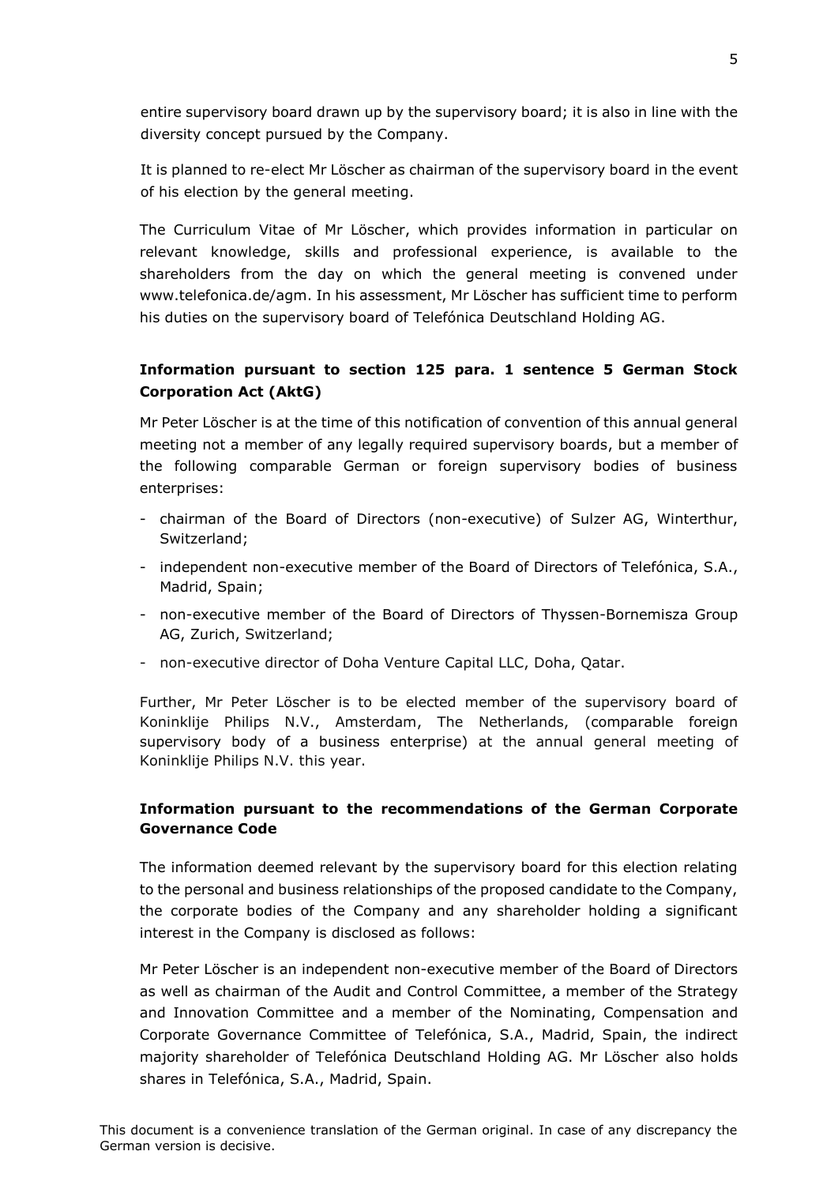entire supervisory board drawn up by the supervisory board; it is also in line with the diversity concept pursued by the Company.

It is planned to re-elect Mr Löscher as chairman of the supervisory board in the event of his election by the general meeting.

The Curriculum Vitae of Mr Löscher, which provides information in particular on relevant knowledge, skills and professional experience, is available to the shareholders from the day on which the general meeting is convened under www.telefonica.de/agm. In his assessment, Mr Löscher has sufficient time to perform his duties on the supervisory board of Telefónica Deutschland Holding AG.

**Information pursuant to section 125 para. 1 sentence 5 German Stock Corporation Act (AktG)**

Mr Peter Löscher is at the time of this notification of convention of this annual general meeting not a member of any legally required supervisory boards, but a member of the following comparable German or foreign supervisory bodies of business enterprises:

- chairman of the Board of Directors (non-executive) of Sulzer AG, Winterthur, Switzerland;
- independent non-executive member of the Board of Directors of Telefónica, S.A., Madrid, Spain;
- non-executive member of the Board of Directors of Thyssen-Bornemisza Group AG, Zurich, Switzerland;
- non-executive director of Doha Venture Capital LLC, Doha, Qatar.

Further, Mr Peter Löscher is to be elected member of the supervisory board of Koninklije Philips N.V., Amsterdam, The Netherlands, (comparable foreign supervisory body of a business enterprise) at the annual general meeting of Koninklije Philips N.V. this year.

**Information pursuant to the recommendations of the German Corporate Governance Code**

The information deemed relevant by the supervisory board for this election relating to the personal and business relationships of the proposed candidate to the Company, the corporate bodies of the Company and any shareholder holding a significant interest in the Company is disclosed as follows:

Mr Peter Löscher is an independent non-executive member of the Board of Directors as well as chairman of the Audit and Control Committee, a member of the Strategy and Innovation Committee and a member of the Nominating, Compensation and Corporate Governance Committee of Telefónica, S.A., Madrid, Spain, the indirect majority shareholder of Telefónica Deutschland Holding AG. Mr Löscher also holds shares in Telefónica, S.A., Madrid, Spain.

This document is a convenience translation of the German original. In case of any discrepancy the German version is decisive.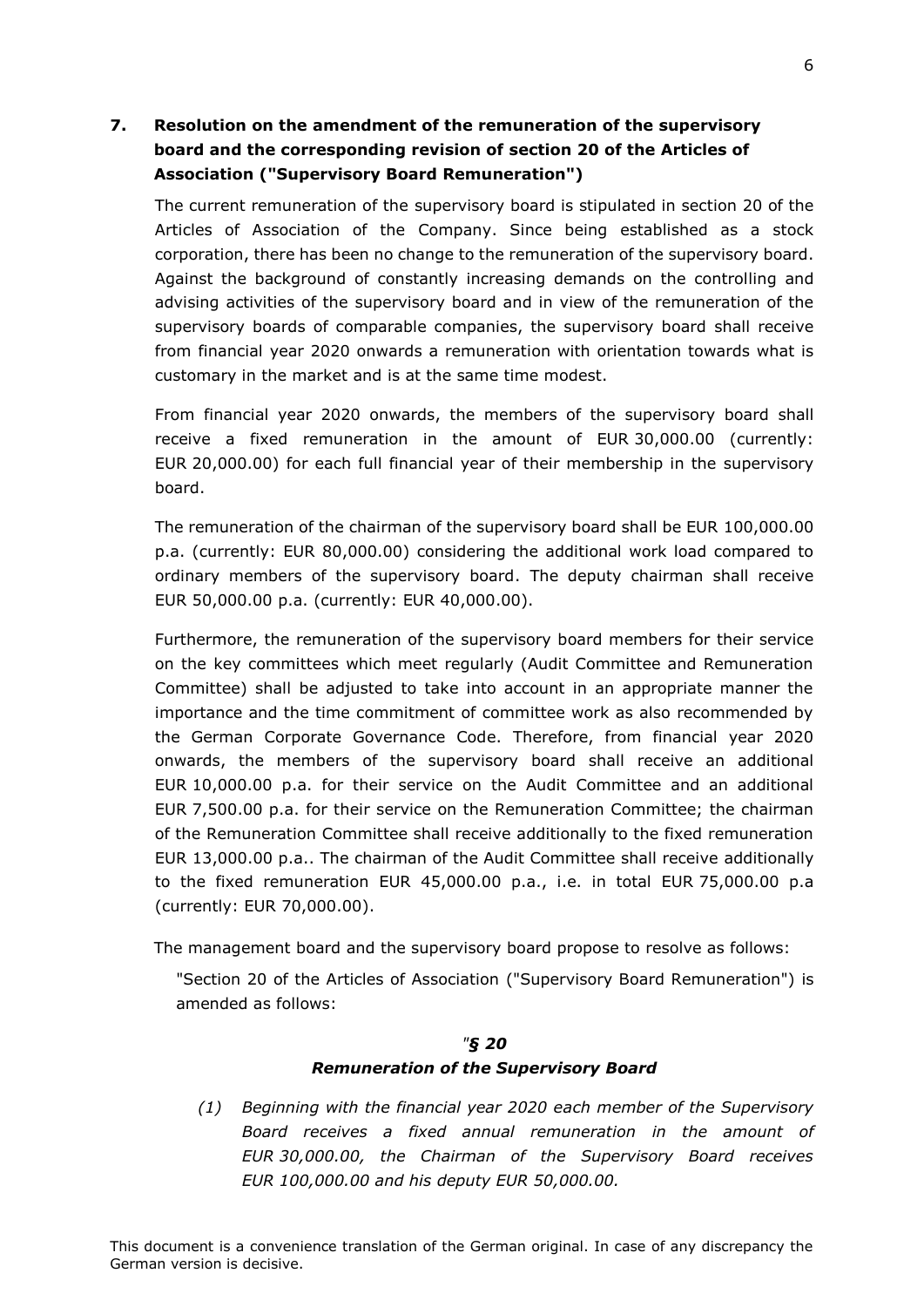## 7. Resolution on the amendment of the remuneration of the supervisory board and the corresponding revision of section 20 of the Articles of Association ("Supervisory Board Remuneration")

The current remuneration of the supervisory board is stipulated in section 20 of the Articles of Association of the Company. Since being established as a stock corporation, there has been no change to the remuneration of the supervisory board. Against the background of constantly increasing demands on the controlling and advising activities of the supervisory board and in view of the remuneration of the supervisory boards of comparable companies, the supervisory board shall receive from financial year 2020 onwards a remuneration with orientation towards what is customary in the market and is at the same time modest.

From financial year 2020 onwards, the members of the supervisory board shall receive a fixed remuneration in the amount of EUR 30,000.00 (currently: EUR 20,000.00) for each full financial year of their membership in the supervisory board.

The remuneration of the chairman of the supervisory board shall be EUR 100,000.00 p.a. (currently: EUR 80,000.00) considering the additional work load compared to ordinary members of the supervisory board. The deputy chairman shall receive EUR 50,000.00 p.a. (currently: EUR 40,000.00).

Furthermore, the remuneration of the supervisory board members for their service on the key committees which meet regularly (Audit Committee and Remuneration Committee) shall be adjusted to take into account in an appropriate manner the importance and the time commitment of committee work as also recommended by the German Corporate Governance Code. Therefore, from financial year 2020 onwards, the members of the supervisory board shall receive an additional EUR 10,000.00 p.a. for their service on the Audit Committee and an additional EUR 7,500.00 p.a. for their service on the Remuneration Committee; the chairman of the Remuneration Committee shall receive additionally to the fixed remuneration EUR 13,000.00 p.a.. The chairman of the Audit Committee shall receive additionally to the fixed remuneration EUR 45,000.00 p.a., i.e. in total EUR 75,000.00 p.a (currently: EUR 70,000.00).

The management board and the supervisory board propose to resolve as follows:

"Section 20 of the Articles of Association ("Supervisory Board Remuneration") is amended as follows:

***"§ 20***
***Remuneration of the Supervisory Board***

*(1) Beginning with the financial year 2020 each member of the Supervisory Board receives a fixed annual remuneration in the amount of EUR 30,000.00, the Chairman of the Supervisory Board receives EUR 100,000.00 and his deputy EUR 50,000.00.*

This document is a convenience translation of the German original. In case of any discrepancy the German version is decisive.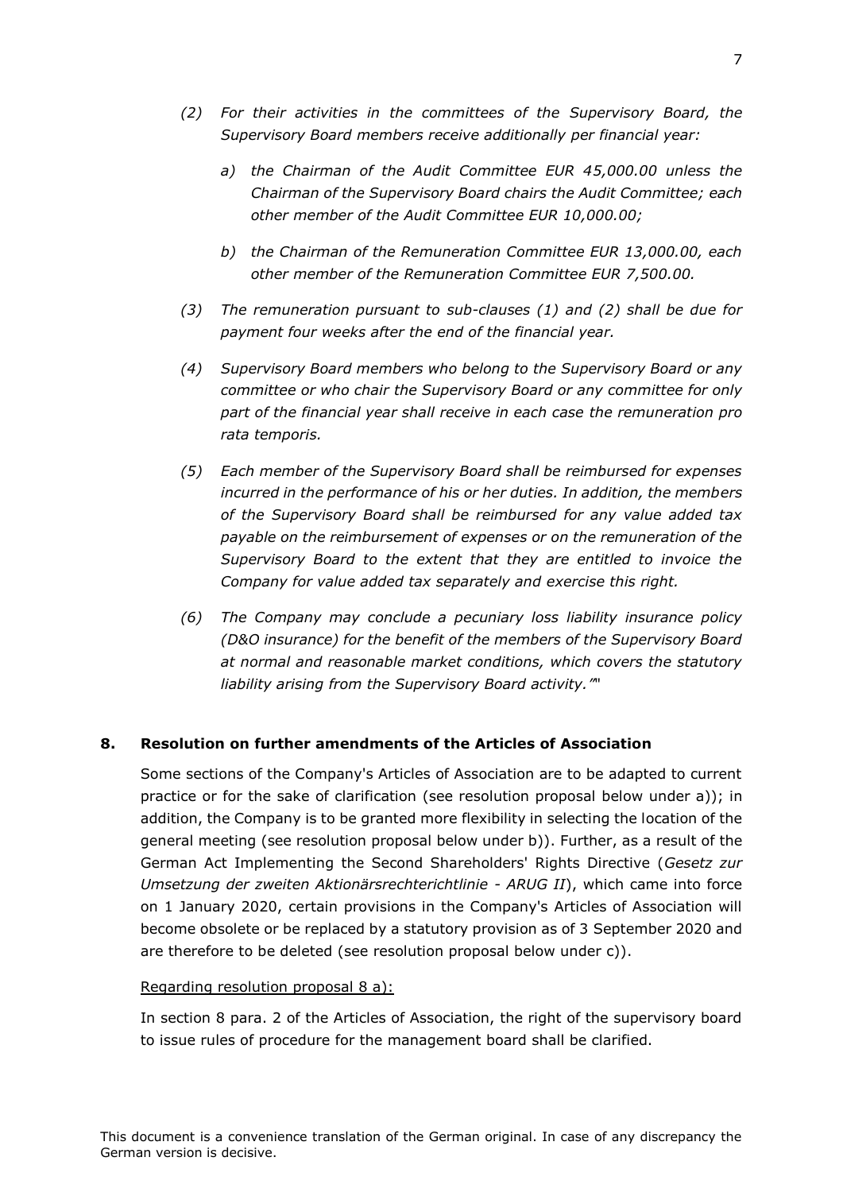*(2) For their activities in the committees of the Supervisory Board, the Supervisory Board members receive additionally per financial year:*

*a) the Chairman of the Audit Committee EUR 45,000.00 unless the Chairman of the Supervisory Board chairs the Audit Committee; each other member of the Audit Committee EUR 10,000.00;*

*b) the Chairman of the Remuneration Committee EUR 13,000.00, each other member of the Remuneration Committee EUR 7,500.00.*

*(3) The remuneration pursuant to sub-clauses (1) and (2) shall be due for payment four weeks after the end of the financial year.*

*(4) Supervisory Board members who belong to the Supervisory Board or any committee or who chair the Supervisory Board or any committee for only part of the financial year shall receive in each case the remuneration pro rata temporis.*

*(5) Each member of the Supervisory Board shall be reimbursed for expenses incurred in the performance of his or her duties. In addition, the members of the Supervisory Board shall be reimbursed for any value added tax payable on the reimbursement of expenses or on the remuneration of the Supervisory Board to the extent that they are entitled to invoice the Company for value added tax separately and exercise this right.*

*(6) The Company may conclude a pecuniary loss liability insurance policy (D&O insurance) for the benefit of the members of the Supervisory Board at normal and reasonable market conditions, which covers the statutory liability arising from the Supervisory Board activity."*"

## 8. Resolution on further amendments of the Articles of Association

Some sections of the Company's Articles of Association are to be adapted to current practice or for the sake of clarification (see resolution proposal below under a)); in addition, the Company is to be granted more flexibility in selecting the location of the general meeting (see resolution proposal below under b)). Further, as a result of the German Act Implementing the Second Shareholders' Rights Directive (*Gesetz zur Umsetzung der zweiten Aktionärsrechterichtlinie - ARUG II*), which came into force on 1 January 2020, certain provisions in the Company's Articles of Association will become obsolete or be replaced by a statutory provision as of 3 September 2020 and are therefore to be deleted (see resolution proposal below under c)).

Regarding resolution proposal 8 a):

In section 8 para. 2 of the Articles of Association, the right of the supervisory board to issue rules of procedure for the management board shall be clarified.

This document is a convenience translation of the German original. In case of any discrepancy the German version is decisive.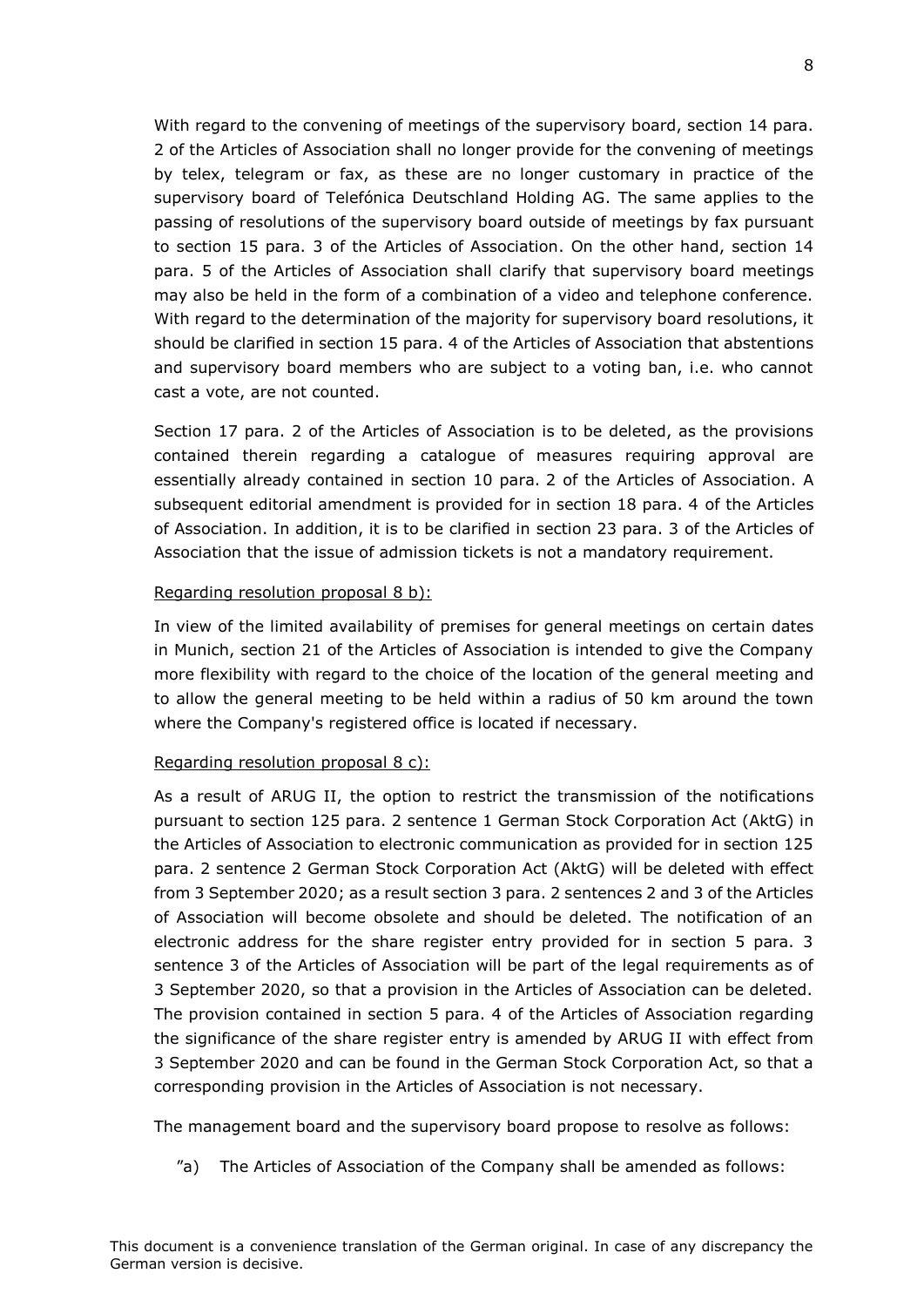With regard to the convening of meetings of the supervisory board, section 14 para. 2 of the Articles of Association shall no longer provide for the convening of meetings by telex, telegram or fax, as these are no longer customary in practice of the supervisory board of Telefónica Deutschland Holding AG. The same applies to the passing of resolutions of the supervisory board outside of meetings by fax pursuant to section 15 para. 3 of the Articles of Association. On the other hand, section 14 para. 5 of the Articles of Association shall clarify that supervisory board meetings may also be held in the form of a combination of a video and telephone conference. With regard to the determination of the majority for supervisory board resolutions, it should be clarified in section 15 para. 4 of the Articles of Association that abstentions and supervisory board members who are subject to a voting ban, i.e. who cannot cast a vote, are not counted.

Section 17 para. 2 of the Articles of Association is to be deleted, as the provisions contained therein regarding a catalogue of measures requiring approval are essentially already contained in section 10 para. 2 of the Articles of Association. A subsequent editorial amendment is provided for in section 18 para. 4 of the Articles of Association. In addition, it is to be clarified in section 23 para. 3 of the Articles of Association that the issue of admission tickets is not a mandatory requirement.

Regarding resolution proposal 8 b):

In view of the limited availability of premises for general meetings on certain dates in Munich, section 21 of the Articles of Association is intended to give the Company more flexibility with regard to the choice of the location of the general meeting and to allow the general meeting to be held within a radius of 50 km around the town where the Company's registered office is located if necessary.

Regarding resolution proposal 8 c):

As a result of ARUG II, the option to restrict the transmission of the notifications pursuant to section 125 para. 2 sentence 1 German Stock Corporation Act (AktG) in the Articles of Association to electronic communication as provided for in section 125 para. 2 sentence 2 German Stock Corporation Act (AktG) will be deleted with effect from 3 September 2020; as a result section 3 para. 2 sentences 2 and 3 of the Articles of Association will become obsolete and should be deleted. The notification of an electronic address for the share register entry provided for in section 5 para. 3 sentence 3 of the Articles of Association will be part of the legal requirements as of 3 September 2020, so that a provision in the Articles of Association can be deleted. The provision contained in section 5 para. 4 of the Articles of Association regarding the significance of the share register entry is amended by ARUG II with effect from 3 September 2020 and can be found in the German Stock Corporation Act, so that a corresponding provision in the Articles of Association is not necessary.

The management board and the supervisory board propose to resolve as follows:

"a) The Articles of Association of the Company shall be amended as follows:

This document is a convenience translation of the German original. In case of any discrepancy the German version is decisive.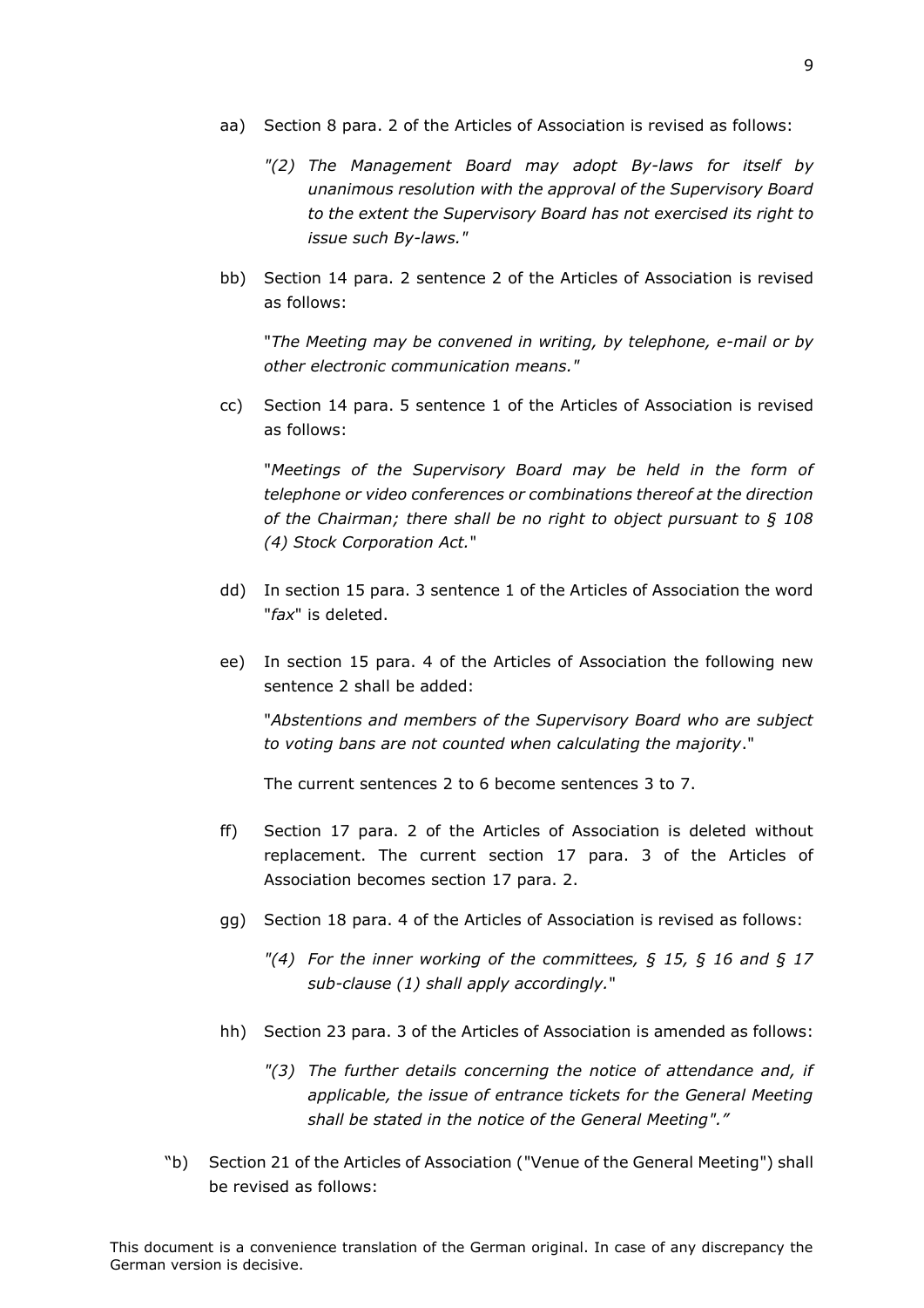aa) Section 8 para. 2 of the Articles of Association is revised as follows:

> *"(2) The Management Board may adopt By-laws for itself by unanimous resolution with the approval of the Supervisory Board to the extent the Supervisory Board has not exercised its right to issue such By-laws."*

bb) Section 14 para. 2 sentence 2 of the Articles of Association is revised as follows:

"*The Meeting may be convened in writing, by telephone, e-mail or by other electronic communication means."*

cc) Section 14 para. 5 sentence 1 of the Articles of Association is revised as follows:

"*Meetings of the Supervisory Board may be held in the form of telephone or video conferences or combinations thereof at the direction of the Chairman; there shall be no right to object pursuant to § 108 (4) Stock Corporation Act.*"

dd) In section 15 para. 3 sentence 1 of the Articles of Association the word "*fax*" is deleted.

ee) In section 15 para. 4 of the Articles of Association the following new sentence 2 shall be added:

"*Abstentions and members of the Supervisory Board who are subject to voting bans are not counted when calculating the majority*."

The current sentences 2 to 6 become sentences 3 to 7.

ff) Section 17 para. 2 of the Articles of Association is deleted without replacement. The current section 17 para. 3 of the Articles of Association becomes section 17 para. 2.

gg) Section 18 para. 4 of the Articles of Association is revised as follows:

> *"(4) For the inner working of the committees, § 15, § 16 and § 17 sub-clause (1) shall apply accordingly.*"

hh) Section 23 para. 3 of the Articles of Association is amended as follows:

> *"(3) The further details concerning the notice of attendance and, if applicable, the issue of entrance tickets for the General Meeting shall be stated in the notice of the General Meeting"."*

"b) Section 21 of the Articles of Association ("Venue of the General Meeting") shall be revised as follows:

This document is a convenience translation of the German original. In case of any discrepancy the German version is decisive.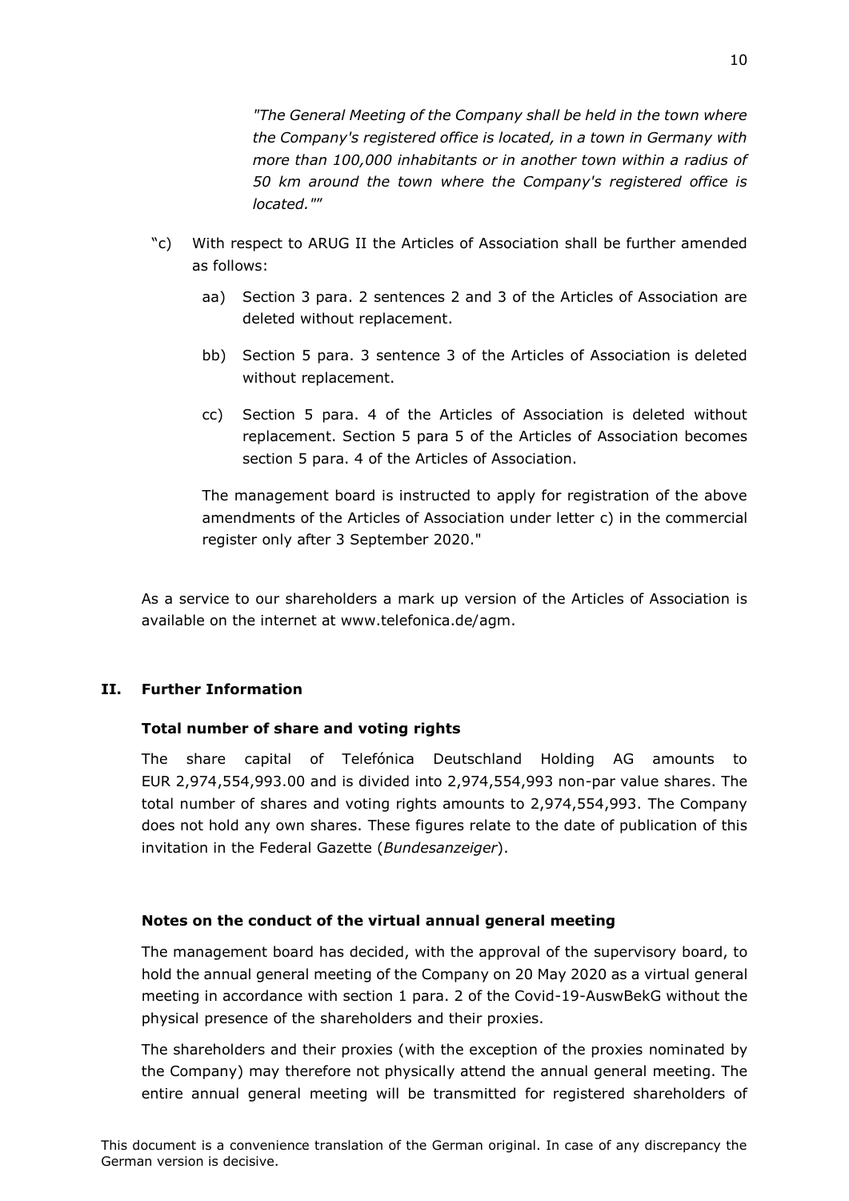*"The General Meeting of the Company shall be held in the town where the Company's registered office is located, in a town in Germany with more than 100,000 inhabitants or in another town within a radius of 50 km around the town where the Company's registered office is located.""*

"c) With respect to ARUG II the Articles of Association shall be further amended as follows:

aa) Section 3 para. 2 sentences 2 and 3 of the Articles of Association are deleted without replacement.

bb) Section 5 para. 3 sentence 3 of the Articles of Association is deleted without replacement.

cc) Section 5 para. 4 of the Articles of Association is deleted without replacement. Section 5 para 5 of the Articles of Association becomes section 5 para. 4 of the Articles of Association.

The management board is instructed to apply for registration of the above amendments of the Articles of Association under letter c) in the commercial register only after 3 September 2020."

As a service to our shareholders a mark up version of the Articles of Association is available on the internet at www.telefonica.de/agm.

## II. Further Information

### Total number of share and voting rights

The share capital of Telefónica Deutschland Holding AG amounts to EUR 2,974,554,993.00 and is divided into 2,974,554,993 non-par value shares. The total number of shares and voting rights amounts to 2,974,554,993. The Company does not hold any own shares. These figures relate to the date of publication of this invitation in the Federal Gazette (*Bundesanzeiger*).

### Notes on the conduct of the virtual annual general meeting

The management board has decided, with the approval of the supervisory board, to hold the annual general meeting of the Company on 20 May 2020 as a virtual general meeting in accordance with section 1 para. 2 of the Covid-19-AuswBekG without the physical presence of the shareholders and their proxies.

The shareholders and their proxies (with the exception of the proxies nominated by the Company) may therefore not physically attend the annual general meeting. The entire annual general meeting will be transmitted for registered shareholders of

This document is a convenience translation of the German original. In case of any discrepancy the German version is decisive.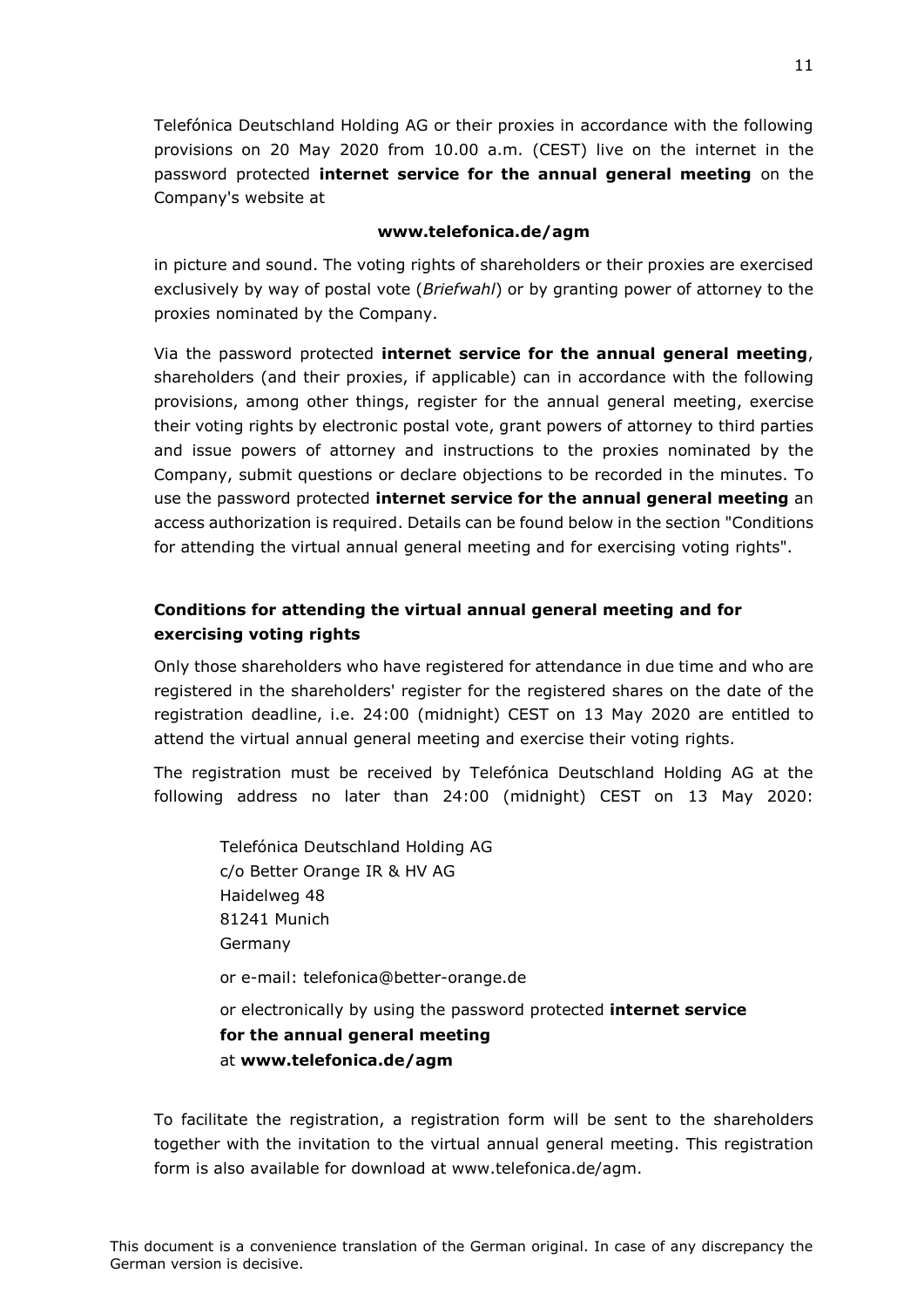Telefónica Deutschland Holding AG or their proxies in accordance with the following provisions on 20 May 2020 from 10.00 a.m. (CEST) live on the internet in the password protected **internet service for the annual general meeting** on the Company's website at

**www.telefonica.de/agm**

in picture and sound. The voting rights of shareholders or their proxies are exercised exclusively by way of postal vote (*Briefwahl*) or by granting power of attorney to the proxies nominated by the Company.

Via the password protected **internet service for the annual general meeting**, shareholders (and their proxies, if applicable) can in accordance with the following provisions, among other things, register for the annual general meeting, exercise their voting rights by electronic postal vote, grant powers of attorney to third parties and issue powers of attorney and instructions to the proxies nominated by the Company, submit questions or declare objections to be recorded in the minutes. To use the password protected **internet service for the annual general meeting** an access authorization is required. Details can be found below in the section "Conditions for attending the virtual annual general meeting and for exercising voting rights".

**Conditions for attending the virtual annual general meeting and for exercising voting rights**

Only those shareholders who have registered for attendance in due time and who are registered in the shareholders' register for the registered shares on the date of the registration deadline, i.e. 24:00 (midnight) CEST on 13 May 2020 are entitled to attend the virtual annual general meeting and exercise their voting rights.

The registration must be received by Telefónica Deutschland Holding AG at the following address no later than 24:00 (midnight) CEST on 13 May 2020:

> Telefónica Deutschland Holding AG
> c/o Better Orange IR & HV AG
> Haidelweg 48
> 81241 Munich
> Germany
>
> or e-mail: telefonica@better-orange.de
>
> or electronically by using the password protected **internet service for the annual general meeting**
> at **www.telefonica.de/agm**

To facilitate the registration, a registration form will be sent to the shareholders together with the invitation to the virtual annual general meeting. This registration form is also available for download at www.telefonica.de/agm.

This document is a convenience translation of the German original. In case of any discrepancy the German version is decisive.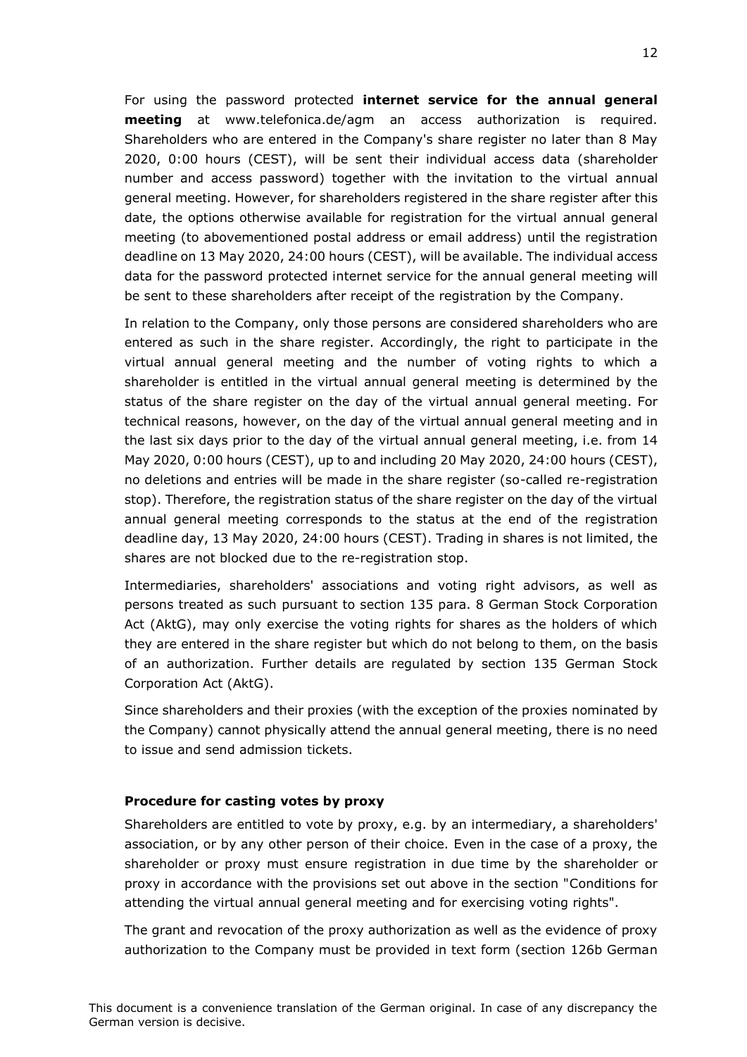For using the password protected **internet service for the annual general meeting** at www.telefonica.de/agm an access authorization is required. Shareholders who are entered in the Company's share register no later than 8 May 2020, 0:00 hours (CEST), will be sent their individual access data (shareholder number and access password) together with the invitation to the virtual annual general meeting. However, for shareholders registered in the share register after this date, the options otherwise available for registration for the virtual annual general meeting (to abovementioned postal address or email address) until the registration deadline on 13 May 2020, 24:00 hours (CEST), will be available. The individual access data for the password protected internet service for the annual general meeting will be sent to these shareholders after receipt of the registration by the Company.

In relation to the Company, only those persons are considered shareholders who are entered as such in the share register. Accordingly, the right to participate in the virtual annual general meeting and the number of voting rights to which a shareholder is entitled in the virtual annual general meeting is determined by the status of the share register on the day of the virtual annual general meeting. For technical reasons, however, on the day of the virtual annual general meeting and in the last six days prior to the day of the virtual annual general meeting, i.e. from 14 May 2020, 0:00 hours (CEST), up to and including 20 May 2020, 24:00 hours (CEST), no deletions and entries will be made in the share register (so-called re-registration stop). Therefore, the registration status of the share register on the day of the virtual annual general meeting corresponds to the status at the end of the registration deadline day, 13 May 2020, 24:00 hours (CEST). Trading in shares is not limited, the shares are not blocked due to the re-registration stop.

Intermediaries, shareholders' associations and voting right advisors, as well as persons treated as such pursuant to section 135 para. 8 German Stock Corporation Act (AktG), may only exercise the voting rights for shares as the holders of which they are entered in the share register but which do not belong to them, on the basis of an authorization. Further details are regulated by section 135 German Stock Corporation Act (AktG).

Since shareholders and their proxies (with the exception of the proxies nominated by the Company) cannot physically attend the annual general meeting, there is no need to issue and send admission tickets.

**Procedure for casting votes by proxy**

Shareholders are entitled to vote by proxy, e.g. by an intermediary, a shareholders' association, or by any other person of their choice. Even in the case of a proxy, the shareholder or proxy must ensure registration in due time by the shareholder or proxy in accordance with the provisions set out above in the section "Conditions for attending the virtual annual general meeting and for exercising voting rights".

The grant and revocation of the proxy authorization as well as the evidence of proxy authorization to the Company must be provided in text form (section 126b German

This document is a convenience translation of the German original. In case of any discrepancy the German version is decisive.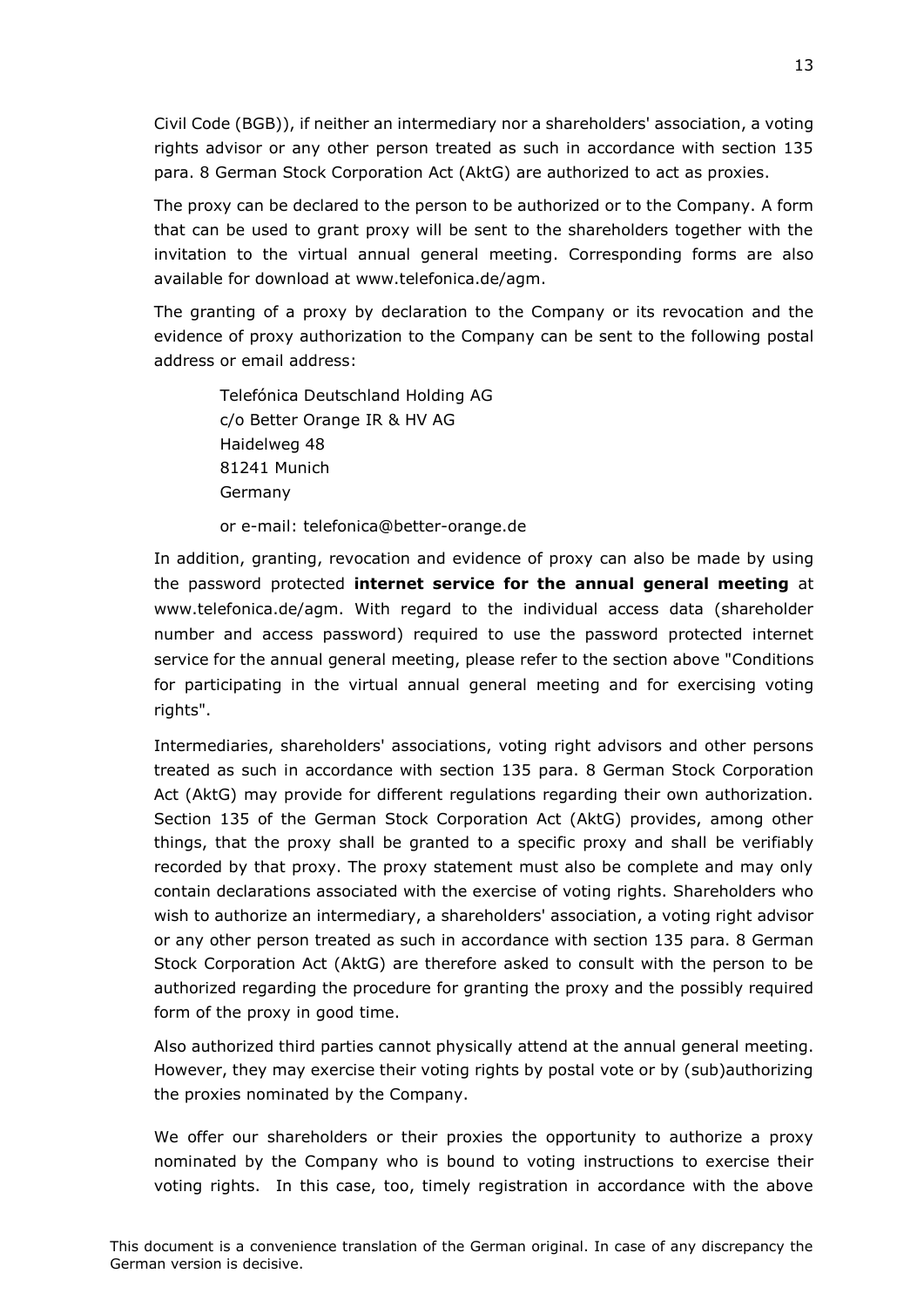Civil Code (BGB)), if neither an intermediary nor a shareholders' association, a voting rights advisor or any other person treated as such in accordance with section 135 para. 8 German Stock Corporation Act (AktG) are authorized to act as proxies.

The proxy can be declared to the person to be authorized or to the Company. A form that can be used to grant proxy will be sent to the shareholders together with the invitation to the virtual annual general meeting. Corresponding forms are also available for download at www.telefonica.de/agm.

The granting of a proxy by declaration to the Company or its revocation and the evidence of proxy authorization to the Company can be sent to the following postal address or email address:

> Telefónica Deutschland Holding AG
> c/o Better Orange IR & HV AG
> Haidelweg 48
> 81241 Munich
> Germany
>
> or e-mail: telefonica@better-orange.de

In addition, granting, revocation and evidence of proxy can also be made by using the password protected **internet service for the annual general meeting** at www.telefonica.de/agm. With regard to the individual access data (shareholder number and access password) required to use the password protected internet service for the annual general meeting, please refer to the section above "Conditions for participating in the virtual annual general meeting and for exercising voting rights".

Intermediaries, shareholders' associations, voting right advisors and other persons treated as such in accordance with section 135 para. 8 German Stock Corporation Act (AktG) may provide for different regulations regarding their own authorization. Section 135 of the German Stock Corporation Act (AktG) provides, among other things, that the proxy shall be granted to a specific proxy and shall be verifiably recorded by that proxy. The proxy statement must also be complete and may only contain declarations associated with the exercise of voting rights. Shareholders who wish to authorize an intermediary, a shareholders' association, a voting right advisor or any other person treated as such in accordance with section 135 para. 8 German Stock Corporation Act (AktG) are therefore asked to consult with the person to be authorized regarding the procedure for granting the proxy and the possibly required form of the proxy in good time.

Also authorized third parties cannot physically attend at the annual general meeting. However, they may exercise their voting rights by postal vote or by (sub)authorizing the proxies nominated by the Company.

We offer our shareholders or their proxies the opportunity to authorize a proxy nominated by the Company who is bound to voting instructions to exercise their voting rights. In this case, too, timely registration in accordance with the above

This document is a convenience translation of the German original. In case of any discrepancy the German version is decisive.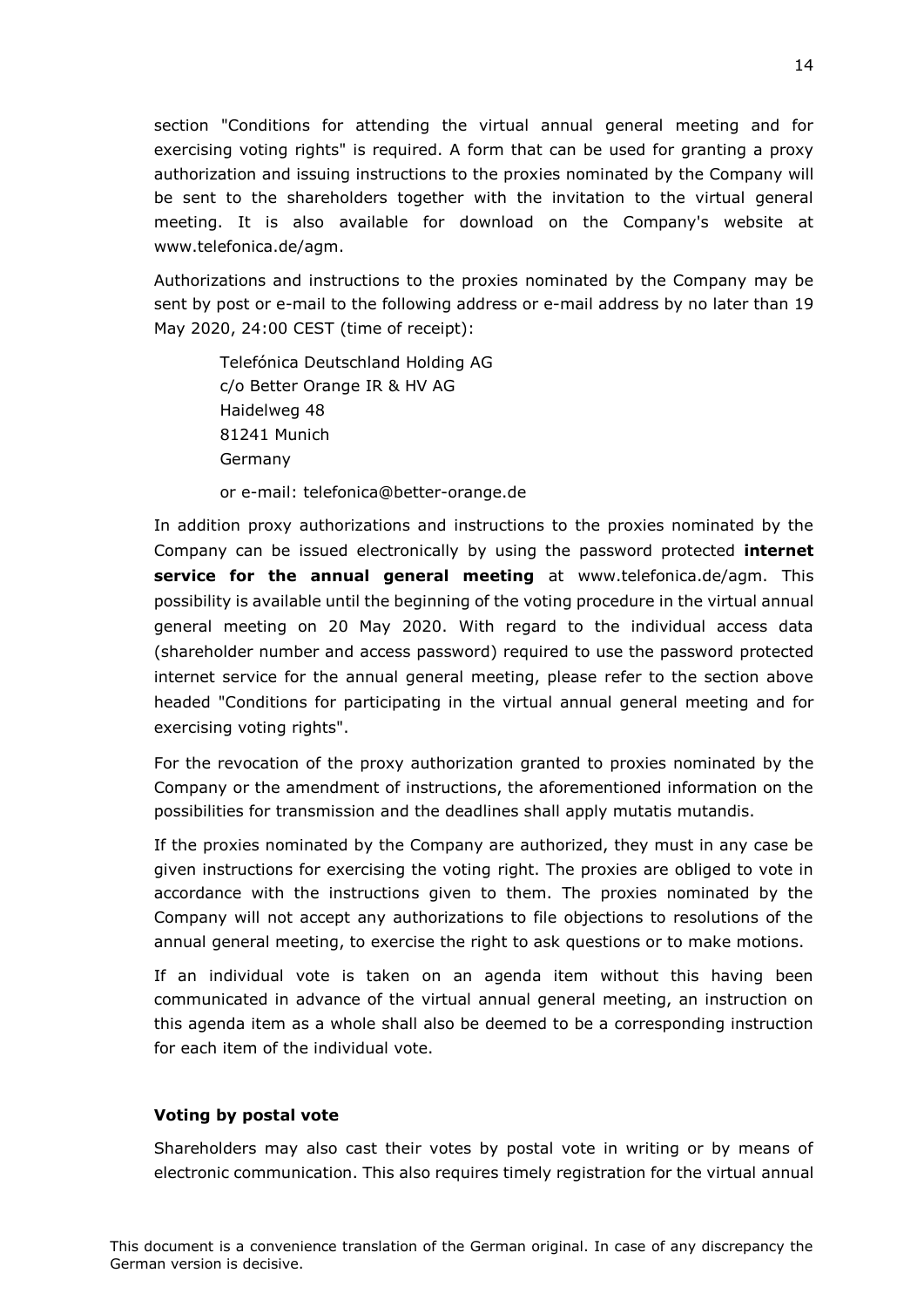section "Conditions for attending the virtual annual general meeting and for exercising voting rights" is required. A form that can be used for granting a proxy authorization and issuing instructions to the proxies nominated by the Company will be sent to the shareholders together with the invitation to the virtual general meeting. It is also available for download on the Company's website at www.telefonica.de/agm.

Authorizations and instructions to the proxies nominated by the Company may be sent by post or e-mail to the following address or e-mail address by no later than 19 May 2020, 24:00 CEST (time of receipt):

> Telefónica Deutschland Holding AG
> c/o Better Orange IR & HV AG
> Haidelweg 48
> 81241 Munich
> Germany
>
> or e-mail: telefonica@better-orange.de

In addition proxy authorizations and instructions to the proxies nominated by the Company can be issued electronically by using the password protected **internet service for the annual general meeting** at www.telefonica.de/agm. This possibility is available until the beginning of the voting procedure in the virtual annual general meeting on 20 May 2020. With regard to the individual access data (shareholder number and access password) required to use the password protected internet service for the annual general meeting, please refer to the section above headed "Conditions for participating in the virtual annual general meeting and for exercising voting rights".

For the revocation of the proxy authorization granted to proxies nominated by the Company or the amendment of instructions, the aforementioned information on the possibilities for transmission and the deadlines shall apply mutatis mutandis.

If the proxies nominated by the Company are authorized, they must in any case be given instructions for exercising the voting right. The proxies are obliged to vote in accordance with the instructions given to them. The proxies nominated by the Company will not accept any authorizations to file objections to resolutions of the annual general meeting, to exercise the right to ask questions or to make motions.

If an individual vote is taken on an agenda item without this having been communicated in advance of the virtual annual general meeting, an instruction on this agenda item as a whole shall also be deemed to be a corresponding instruction for each item of the individual vote.

**Voting by postal vote**

Shareholders may also cast their votes by postal vote in writing or by means of electronic communication. This also requires timely registration for the virtual annual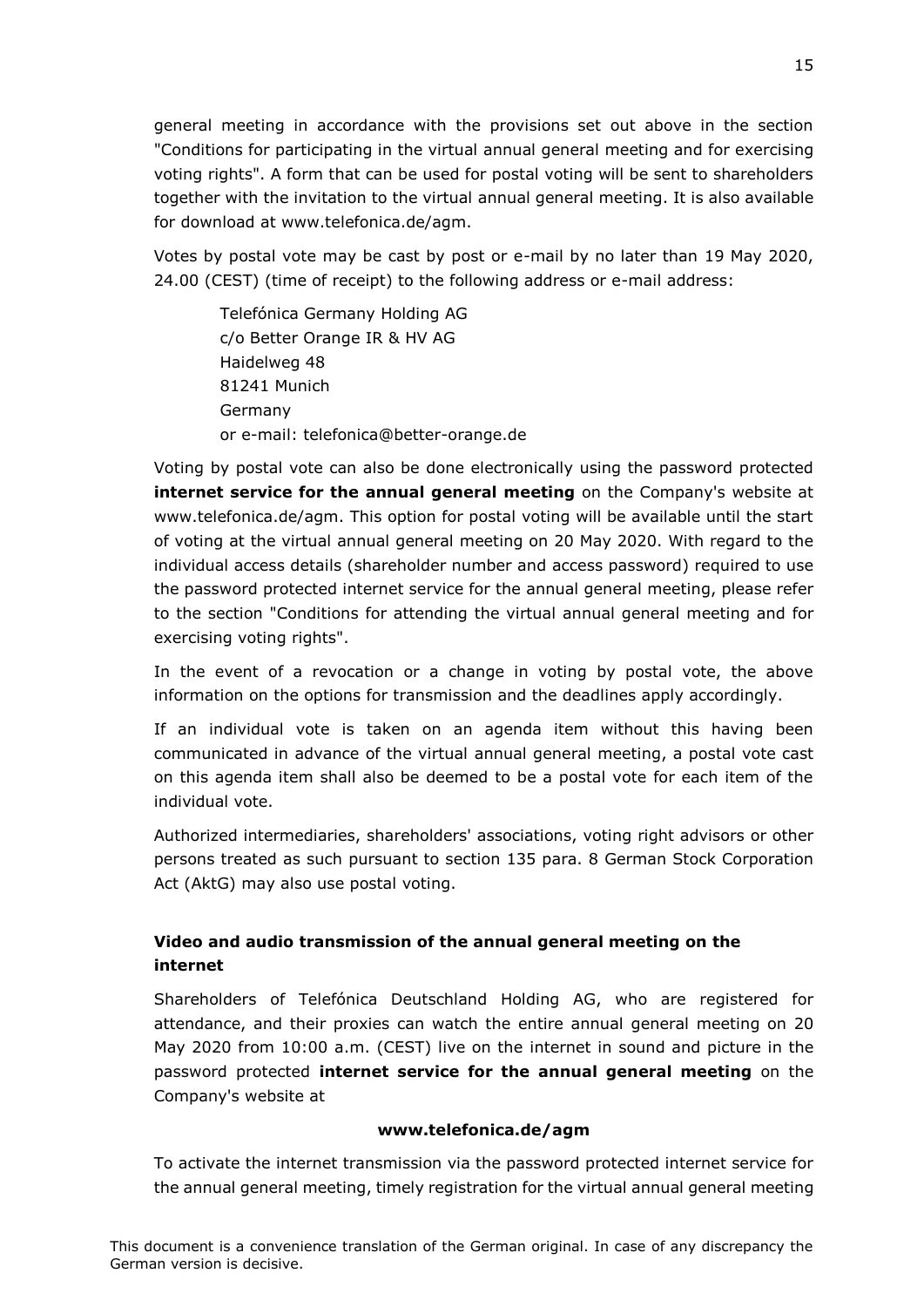general meeting in accordance with the provisions set out above in the section "Conditions for participating in the virtual annual general meeting and for exercising voting rights". A form that can be used for postal voting will be sent to shareholders together with the invitation to the virtual annual general meeting. It is also available for download at www.telefonica.de/agm.

Votes by postal vote may be cast by post or e-mail by no later than 19 May 2020, 24.00 (CEST) (time of receipt) to the following address or e-mail address:

> Telefónica Germany Holding AG
> c/o Better Orange IR & HV AG
> Haidelweg 48
> 81241 Munich
> Germany
> or e-mail: telefonica@better-orange.de

Voting by postal vote can also be done electronically using the password protected **internet service for the annual general meeting** on the Company's website at www.telefonica.de/agm. This option for postal voting will be available until the start of voting at the virtual annual general meeting on 20 May 2020. With regard to the individual access details (shareholder number and access password) required to use the password protected internet service for the annual general meeting, please refer to the section "Conditions for attending the virtual annual general meeting and for exercising voting rights".

In the event of a revocation or a change in voting by postal vote, the above information on the options for transmission and the deadlines apply accordingly.

If an individual vote is taken on an agenda item without this having been communicated in advance of the virtual annual general meeting, a postal vote cast on this agenda item shall also be deemed to be a postal vote for each item of the individual vote.

Authorized intermediaries, shareholders' associations, voting right advisors or other persons treated as such pursuant to section 135 para. 8 German Stock Corporation Act (AktG) may also use postal voting.

## Video and audio transmission of the annual general meeting on the internet

Shareholders of Telefónica Deutschland Holding AG, who are registered for attendance, and their proxies can watch the entire annual general meeting on 20 May 2020 from 10:00 a.m. (CEST) live on the internet in sound and picture in the password protected **internet service for the annual general meeting** on the Company's website at

**www.telefonica.de/agm**

To activate the internet transmission via the password protected internet service for the annual general meeting, timely registration for the virtual annual general meeting

This document is a convenience translation of the German original. In case of any discrepancy the German version is decisive.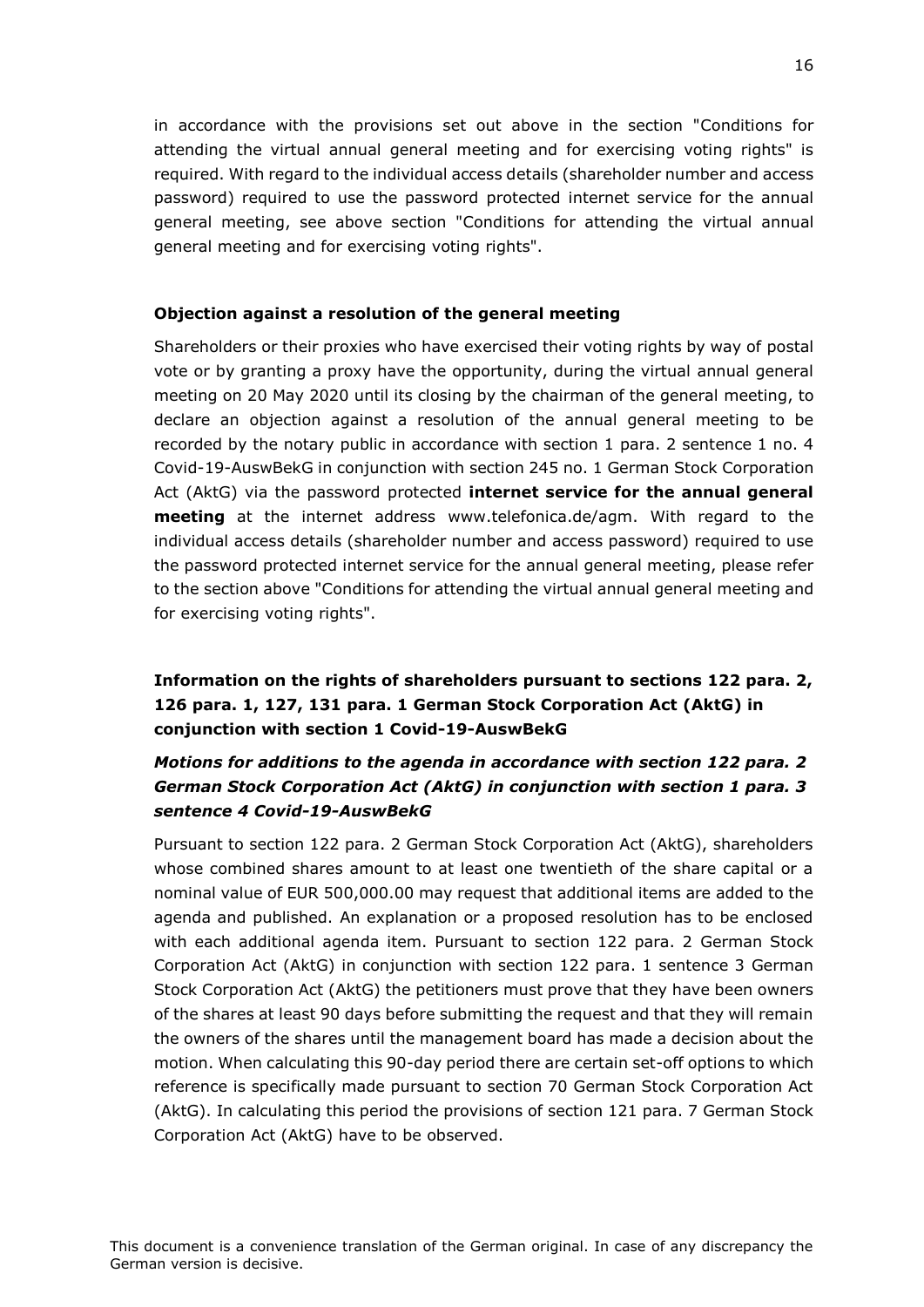in accordance with the provisions set out above in the section "Conditions for attending the virtual annual general meeting and for exercising voting rights" is required. With regard to the individual access details (shareholder number and access password) required to use the password protected internet service for the annual general meeting, see above section "Conditions for attending the virtual annual general meeting and for exercising voting rights".

**Objection against a resolution of the general meeting**

Shareholders or their proxies who have exercised their voting rights by way of postal vote or by granting a proxy have the opportunity, during the virtual annual general meeting on 20 May 2020 until its closing by the chairman of the general meeting, to declare an objection against a resolution of the annual general meeting to be recorded by the notary public in accordance with section 1 para. 2 sentence 1 no. 4 Covid-19-AuswBekG in conjunction with section 245 no. 1 German Stock Corporation Act (AktG) via the password protected **internet service for the annual general meeting** at the internet address www.telefonica.de/agm. With regard to the individual access details (shareholder number and access password) required to use the password protected internet service for the annual general meeting, please refer to the section above "Conditions for attending the virtual annual general meeting and for exercising voting rights".

## Information on the rights of shareholders pursuant to sections 122 para. 2, 126 para. 1, 127, 131 para. 1 German Stock Corporation Act (AktG) in conjunction with section 1 Covid-19-AuswBekG

### *Motions for additions to the agenda in accordance with section 122 para. 2 German Stock Corporation Act (AktG) in conjunction with section 1 para. 3 sentence 4 Covid-19-AuswBekG*

Pursuant to section 122 para. 2 German Stock Corporation Act (AktG), shareholders whose combined shares amount to at least one twentieth of the share capital or a nominal value of EUR 500,000.00 may request that additional items are added to the agenda and published. An explanation or a proposed resolution has to be enclosed with each additional agenda item. Pursuant to section 122 para. 2 German Stock Corporation Act (AktG) in conjunction with section 122 para. 1 sentence 3 German Stock Corporation Act (AktG) the petitioners must prove that they have been owners of the shares at least 90 days before submitting the request and that they will remain the owners of the shares until the management board has made a decision about the motion. When calculating this 90-day period there are certain set-off options to which reference is specifically made pursuant to section 70 German Stock Corporation Act (AktG). In calculating this period the provisions of section 121 para. 7 German Stock Corporation Act (AktG) have to be observed.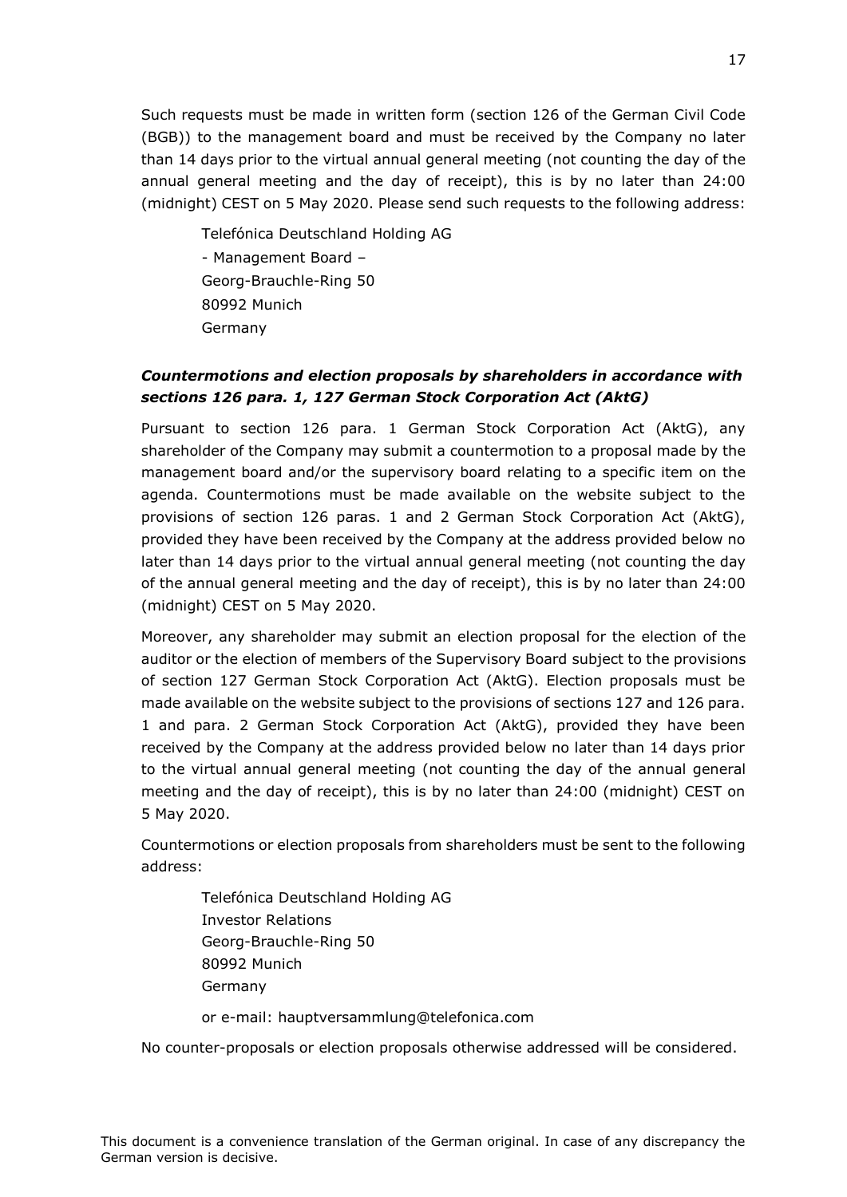Such requests must be made in written form (section 126 of the German Civil Code (BGB)) to the management board and must be received by the Company no later than 14 days prior to the virtual annual general meeting (not counting the day of the annual general meeting and the day of receipt), this is by no later than 24:00 (midnight) CEST on 5 May 2020. Please send such requests to the following address:

Telefónica Deutschland Holding AG  
- Management Board –  
Georg-Brauchle-Ring 50  
80992 Munich  
Germany

### ***Countermotions and election proposals by shareholders in accordance with sections 126 para. 1, 127 German Stock Corporation Act (AktG)***

Pursuant to section 126 para. 1 German Stock Corporation Act (AktG), any shareholder of the Company may submit a countermotion to a proposal made by the management board and/or the supervisory board relating to a specific item on the agenda. Countermotions must be made available on the website subject to the provisions of section 126 paras. 1 and 2 German Stock Corporation Act (AktG), provided they have been received by the Company at the address provided below no later than 14 days prior to the virtual annual general meeting (not counting the day of the annual general meeting and the day of receipt), this is by no later than 24:00 (midnight) CEST on 5 May 2020.

Moreover, any shareholder may submit an election proposal for the election of the auditor or the election of members of the Supervisory Board subject to the provisions of section 127 German Stock Corporation Act (AktG). Election proposals must be made available on the website subject to the provisions of sections 127 and 126 para. 1 and para. 2 German Stock Corporation Act (AktG), provided they have been received by the Company at the address provided below no later than 14 days prior to the virtual annual general meeting (not counting the day of the annual general meeting and the day of receipt), this is by no later than 24:00 (midnight) CEST on 5 May 2020.

Countermotions or election proposals from shareholders must be sent to the following address:

Telefónica Deutschland Holding AG  
Investor Relations  
Georg-Brauchle-Ring 50  
80992 Munich  
Germany

or e-mail: hauptversammlung@telefonica.com

No counter-proposals or election proposals otherwise addressed will be considered.

This document is a convenience translation of the German original. In case of any discrepancy the German version is decisive.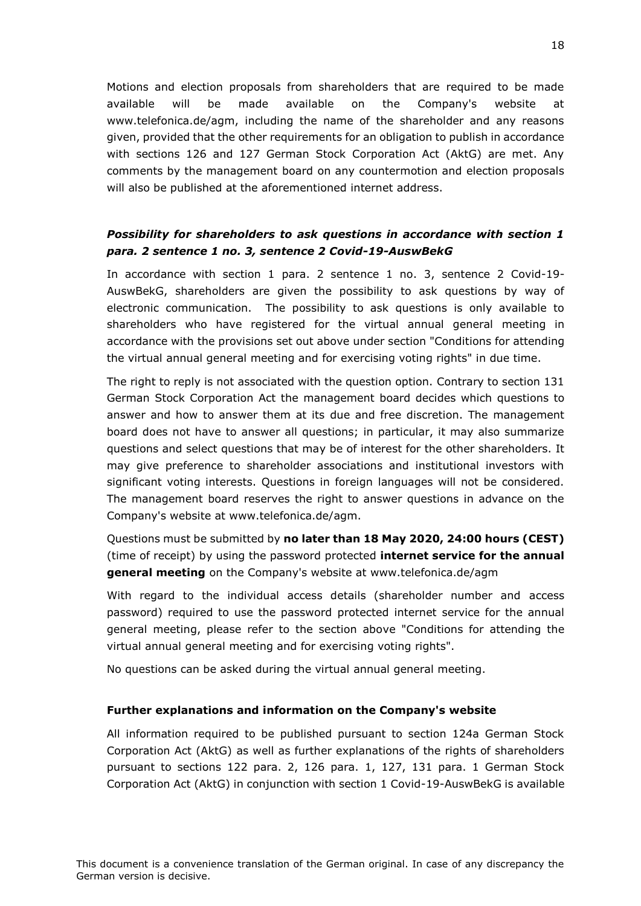Motions and election proposals from shareholders that are required to be made available will be made available on the Company's website at www.telefonica.de/agm, including the name of the shareholder and any reasons given, provided that the other requirements for an obligation to publish in accordance with sections 126 and 127 German Stock Corporation Act (AktG) are met. Any comments by the management board on any countermotion and election proposals will also be published at the aforementioned internet address.

### *Possibility for shareholders to ask questions in accordance with section 1 para. 2 sentence 1 no. 3, sentence 2 Covid-19-AuswBekG*

In accordance with section 1 para. 2 sentence 1 no. 3, sentence 2 Covid-19-AuswBekG, shareholders are given the possibility to ask questions by way of electronic communication. The possibility to ask questions is only available to shareholders who have registered for the virtual annual general meeting in accordance with the provisions set out above under section "Conditions for attending the virtual annual general meeting and for exercising voting rights" in due time.

The right to reply is not associated with the question option. Contrary to section 131 German Stock Corporation Act the management board decides which questions to answer and how to answer them at its due and free discretion. The management board does not have to answer all questions; in particular, it may also summarize questions and select questions that may be of interest for the other shareholders. It may give preference to shareholder associations and institutional investors with significant voting interests. Questions in foreign languages will not be considered. The management board reserves the right to answer questions in advance on the Company's website at www.telefonica.de/agm.

Questions must be submitted by **no later than 18 May 2020, 24:00 hours (CEST)** (time of receipt) by using the password protected **internet service for the annual general meeting** on the Company's website at www.telefonica.de/agm

With regard to the individual access details (shareholder number and access password) required to use the password protected internet service for the annual general meeting, please refer to the section above "Conditions for attending the virtual annual general meeting and for exercising voting rights".

No questions can be asked during the virtual annual general meeting.

### **Further explanations and information on the Company's website**

All information required to be published pursuant to section 124a German Stock Corporation Act (AktG) as well as further explanations of the rights of shareholders pursuant to sections 122 para. 2, 126 para. 1, 127, 131 para. 1 German Stock Corporation Act (AktG) in conjunction with section 1 Covid-19-AuswBekG is available

This document is a convenience translation of the German original. In case of any discrepancy the German version is decisive.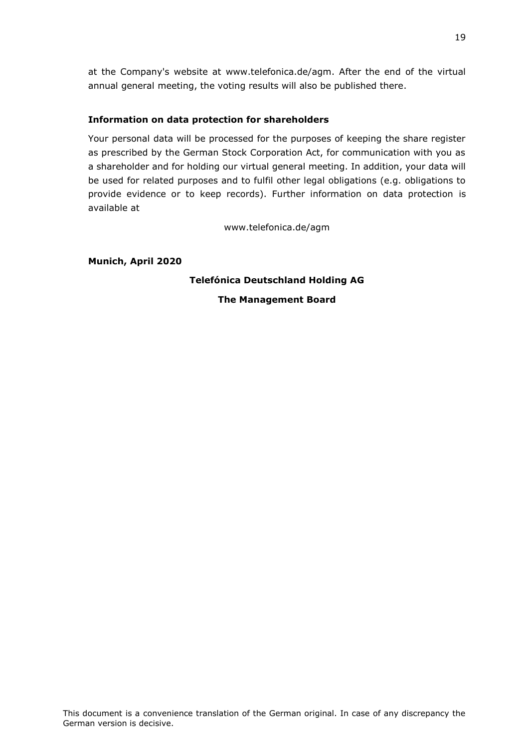at the Company's website at www.telefonica.de/agm. After the end of the virtual annual general meeting, the voting results will also be published there.

**Information on data protection for shareholders**

Your personal data will be processed for the purposes of keeping the share register as prescribed by the German Stock Corporation Act, for communication with you as a shareholder and for holding our virtual general meeting. In addition, your data will be used for related purposes and to fulfil other legal obligations (e.g. obligations to provide evidence or to keep records). Further information on data protection is available at

www.telefonica.de/agm

**Munich, April 2020**

**Telefónica Deutschland Holding AG**

**The Management Board**

This document is a convenience translation of the German original. In case of any discrepancy the German version is decisive.